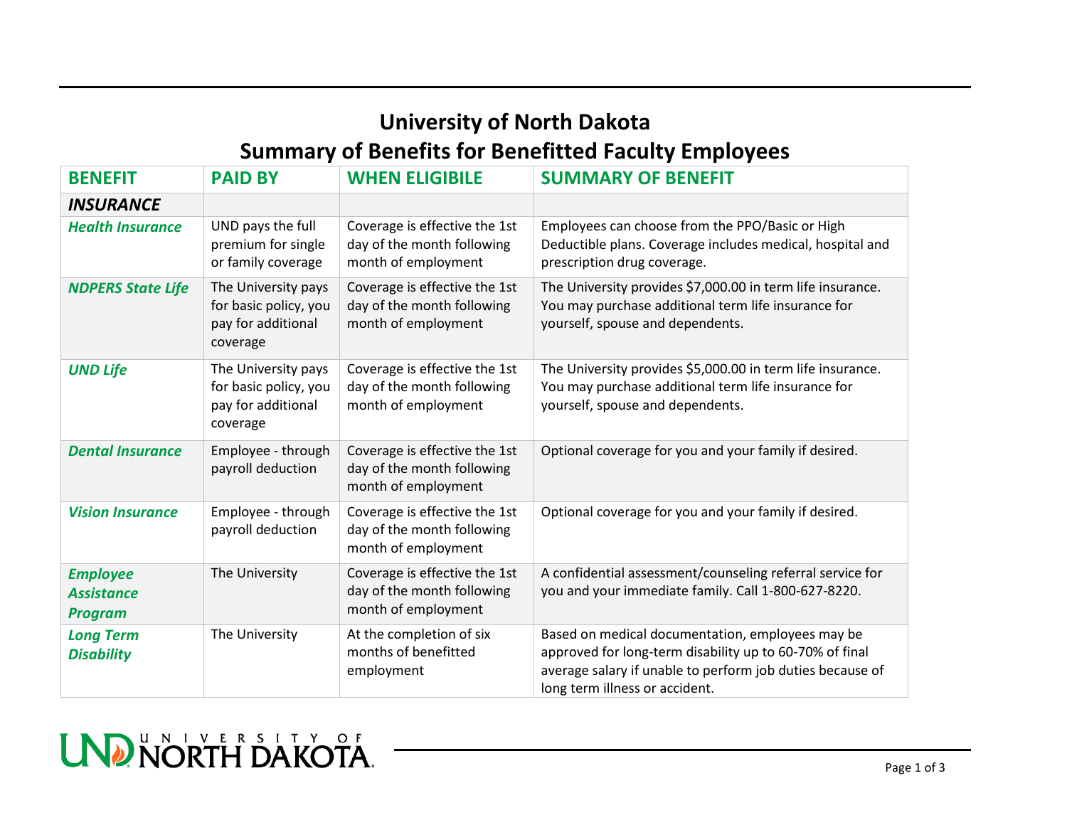# University of North Dakota
# Summary of Benefits for Benefitted Faculty Employees

| BENEFIT | PAID BY | WHEN ELIGIBILE | SUMMARY OF BENEFIT |
|---|---|---|---|
| ***INSURANCE*** | | | |
| ***Health Insurance*** | UND pays the full premium for single or family coverage | Coverage is effective the 1st day of the month following month of employment | Employees can choose from the PPO/Basic or High Deductible plans. Coverage includes medical, hospital and prescription drug coverage. |
| ***NDPERS State Life*** | The University pays for basic policy, you pay for additional coverage | Coverage is effective the 1st day of the month following month of employment | The University provides $7,000.00 in term life insurance. You may purchase additional term life insurance for yourself, spouse and dependents. |
| ***UND Life*** | The University pays for basic policy, you pay for additional coverage | Coverage is effective the 1st day of the month following month of employment | The University provides $5,000.00 in term life insurance. You may purchase additional term life insurance for yourself, spouse and dependents. |
| ***Dental Insurance*** | Employee - through payroll deduction | Coverage is effective the 1st day of the month following month of employment | Optional coverage for you and your family if desired. |
| ***Vision Insurance*** | Employee - through payroll deduction | Coverage is effective the 1st day of the month following month of employment | Optional coverage for you and your family if desired. |
| ***Employee Assistance Program*** | The University | Coverage is effective the 1st day of the month following month of employment | A confidential assessment/counseling referral service for you and your immediate family. Call 1-800-627-8220. |
| ***Long Term Disability*** | The University | At the completion of six months of benefitted employment | Based on medical documentation, employees may be approved for long-term disability up to 60-70% of final average salary if unable to perform job duties because of long term illness or accident. |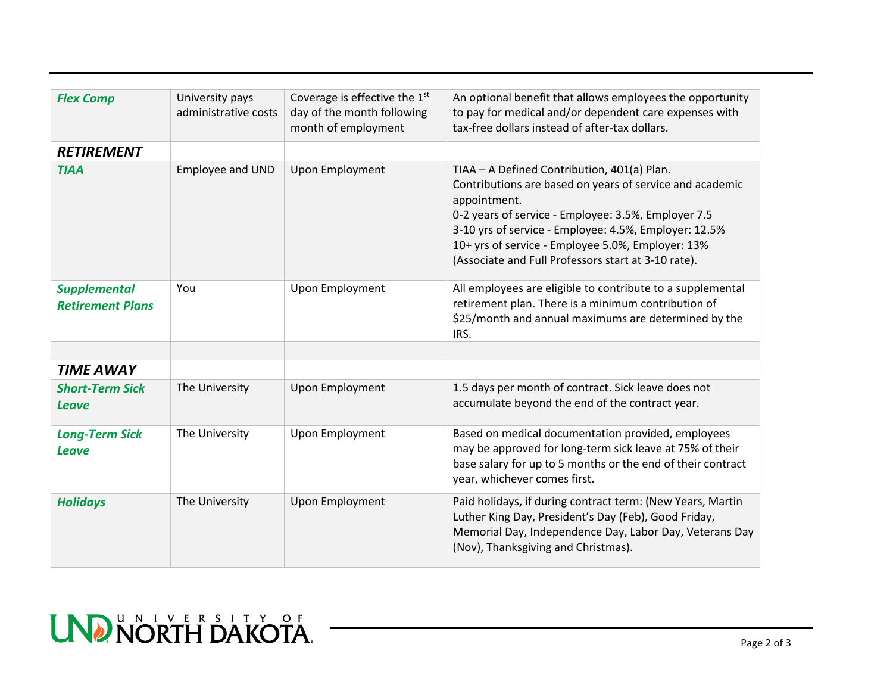| | | | |
|---|---|---|---|
| ***Flex Comp*** | University pays administrative costs | Coverage is effective the 1st day of the month following month of employment | An optional benefit that allows employees the opportunity to pay for medical and/or dependent care expenses with tax-free dollars instead of after-tax dollars. |
| ***RETIREMENT*** | | | |
| ***TIAA*** | Employee and UND | Upon Employment | TIAA – A Defined Contribution, 401(a) Plan.<br>Contributions are based on years of service and academic appointment.<br>0-2 years of service - Employee: 3.5%, Employer 7.5<br>3-10 yrs of service - Employee: 4.5%, Employer: 12.5%<br>10+ yrs of service - Employee 5.0%, Employer: 13%<br>(Associate and Full Professors start at 3-10 rate). |
| ***Supplemental Retirement Plans*** | You | Upon Employment | All employees are eligible to contribute to a supplemental retirement plan. There is a minimum contribution of $25/month and annual maximums are determined by the IRS. |
| | | | |
| ***TIME AWAY*** | | | |
| ***Short-Term Sick Leave*** | The University | Upon Employment | 1.5 days per month of contract. Sick leave does not accumulate beyond the end of the contract year. |
| ***Long-Term Sick Leave*** | The University | Upon Employment | Based on medical documentation provided, employees may be approved for long-term sick leave at 75% of their base salary for up to 5 months or the end of their contract year, whichever comes first. |
| ***Holidays*** | The University | Upon Employment | Paid holidays, if during contract term: (New Years, Martin Luther King Day, President's Day (Feb), Good Friday, Memorial Day, Independence Day, Labor Day, Veterans Day (Nov), Thanksgiving and Christmas). |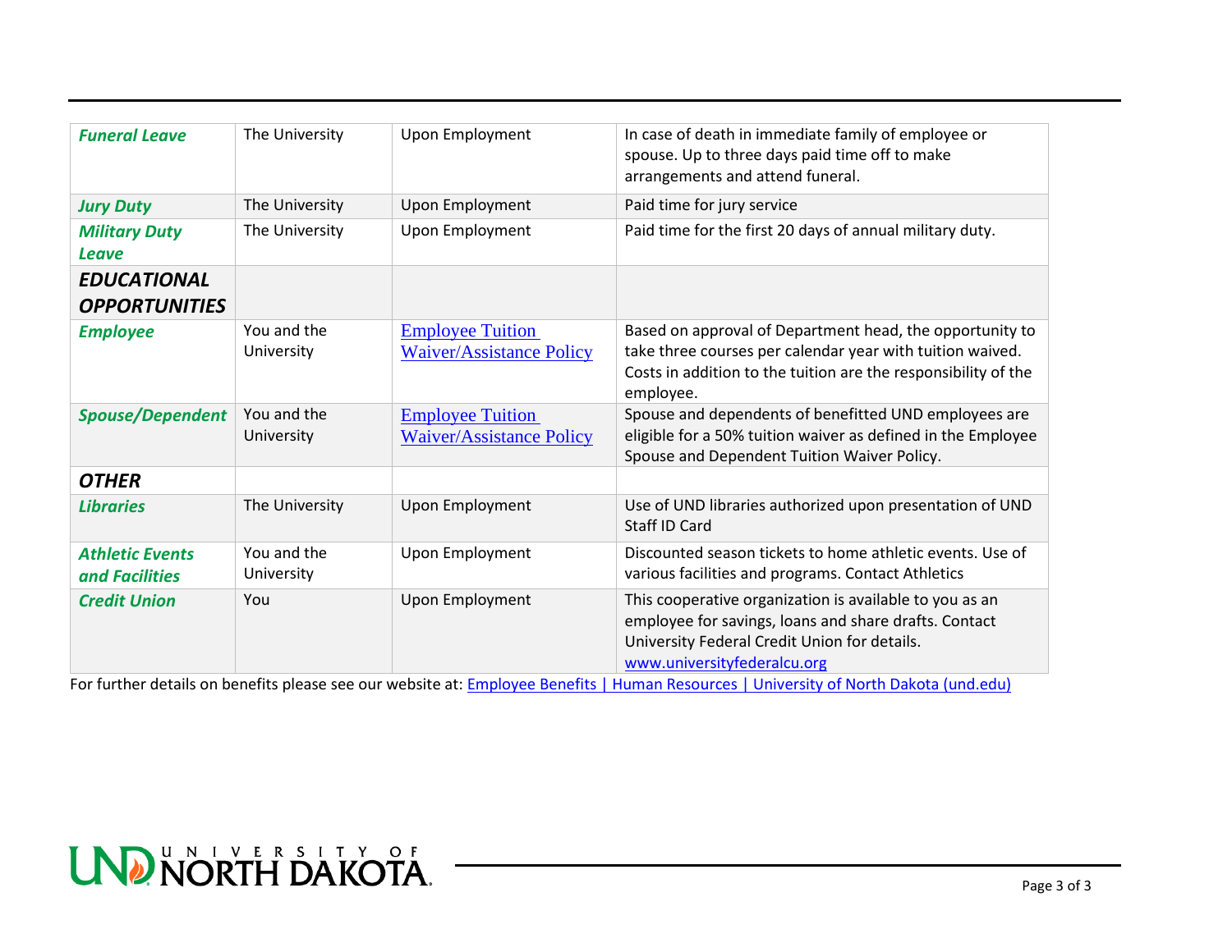| | | | |
|---|---|---|---|
| ***Funeral Leave*** | The University | Upon Employment | In case of death in immediate family of employee or spouse. Up to three days paid time off to make arrangements and attend funeral. |
| ***Jury Duty*** | The University | Upon Employment | Paid time for jury service |
| ***Military Duty Leave*** | The University | Upon Employment | Paid time for the first 20 days of annual military duty. |
| ***EDUCATIONAL OPPORTUNITIES*** | | | |
| ***Employee*** | You and the University | Employee Tuition Waiver/Assistance Policy | Based on approval of Department head, the opportunity to take three courses per calendar year with tuition waived. Costs in addition to the tuition are the responsibility of the employee. |
| ***Spouse/Dependent*** | You and the University | Employee Tuition Waiver/Assistance Policy | Spouse and dependents of benefitted UND employees are eligible for a 50% tuition waiver as defined in the Employee Spouse and Dependent Tuition Waiver Policy. |
| ***OTHER*** | | | |
| ***Libraries*** | The University | Upon Employment | Use of UND libraries authorized upon presentation of UND Staff ID Card |
| ***Athletic Events and Facilities*** | You and the University | Upon Employment | Discounted season tickets to home athletic events. Use of various facilities and programs. Contact Athletics |
| ***Credit Union*** | You | Upon Employment | This cooperative organization is available to you as an employee for savings, loans and share drafts. Contact University Federal Credit Union for details. www.universityfederalcu.org |

For further details on benefits please see our website at: Employee Benefits | Human Resources | University of North Dakota (und.edu)